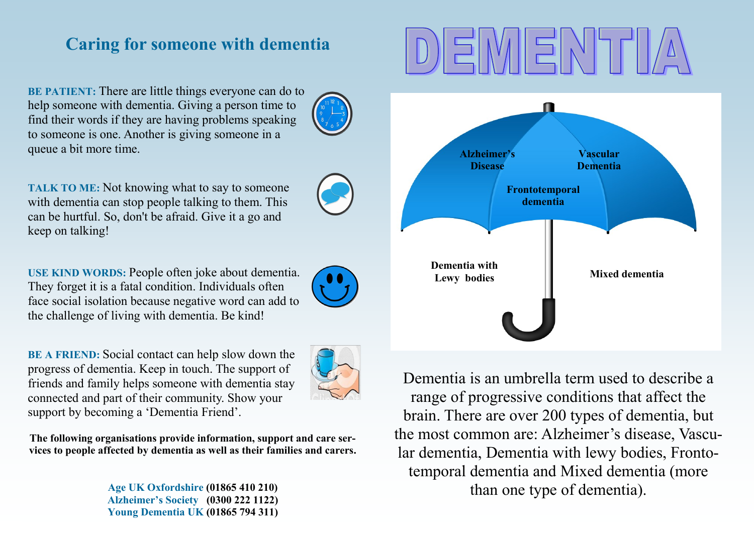## Caring for someone with dementia

**BE PATIENT:** There are little things everyone can do to help someone with dementia. Giving a person time to find their words if they are having problems speaking to someone is one. Another is giving someone in a queue a bit more time.

**TALK TO ME:** Not knowing what to say to someone with dementia can stop people talking to them. This can be hurtful. So, don't be afraid. Give it a go and keep on talking!

**USE KIND WORDS:** People often joke about dementia. They forget it is a fatal condition. Individuals often face social isolation because negative word can add to the challenge of living with dementia. Be kind!

**BE A FRIEND:** Social contact can help slow down the progress of dementia. Keep in touch. The support of friends and family helps someone with dementia stay connected and part of their community. Show your support by becoming a 'Dementia Friend'.

**The following organisations provide information, support and care services to people affected by dementia as well as their families and carers.**

**Age UK Oxfordshire (01865 410 210)**
**Alzheimer's Society (0300 222 1122)**
**Young Dementia UK (01865 794 311)**

# DEMENTIA

**Alzheimer's Disease**

**Vascular Dementia**

**Frontotemporal dementia**

**Dementia with Lewy bodies**

**Mixed dementia**

Dementia is an umbrella term used to describe a range of progressive conditions that affect the brain. There are over 200 types of dementia, but the most common are: Alzheimer's disease, Vascular dementia, Dementia with lewy bodies, Frontotemporal dementia and Mixed dementia (more than one type of dementia).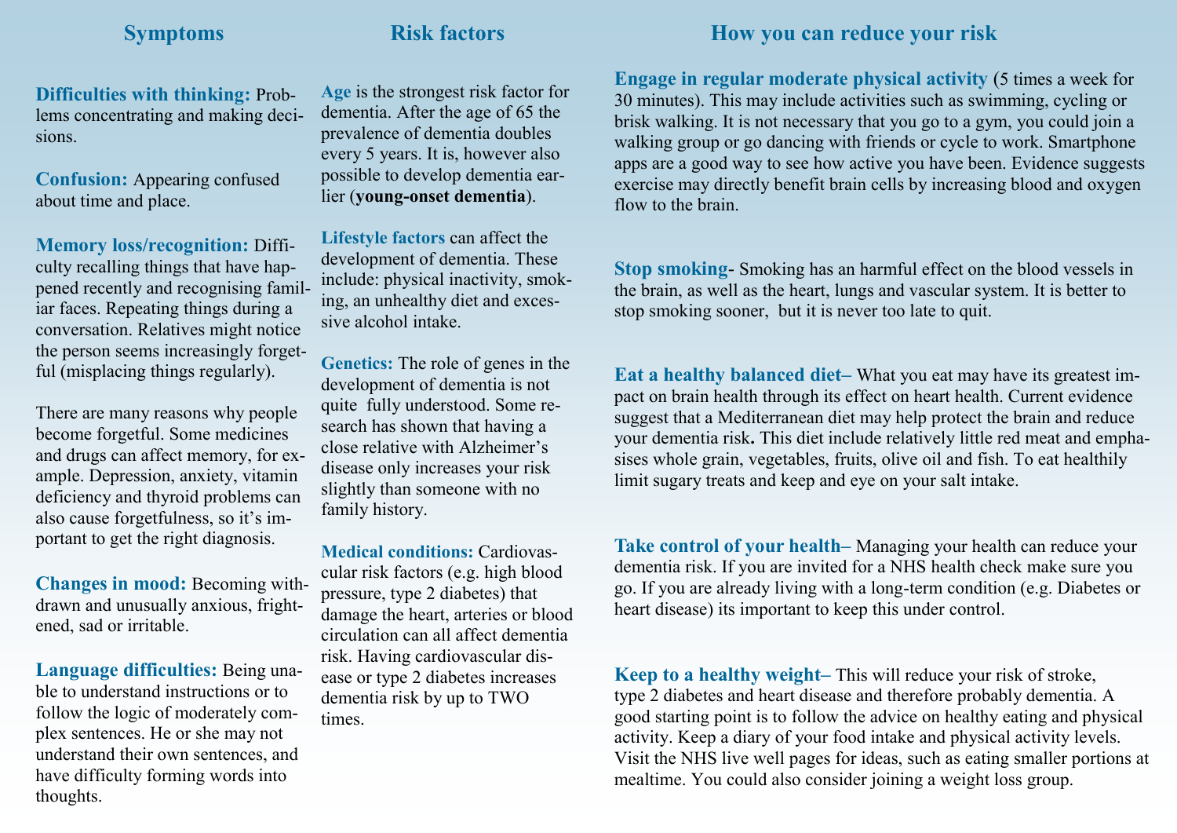## Symptoms

**Difficulties with thinking:** Problems concentrating and making decisions.

**Confusion:** Appearing confused about time and place.

**Memory loss/recognition:** Difficulty recalling things that have happened recently and recognising familiar faces. Repeating things during a conversation. Relatives might notice the person seems increasingly forgetful (misplacing things regularly).

There are many reasons why people become forgetful. Some medicines and drugs can affect memory, for example. Depression, anxiety, vitamin deficiency and thyroid problems can also cause forgetfulness, so it's important to get the right diagnosis.

**Changes in mood:** Becoming withdrawn and unusually anxious, frightened, sad or irritable.

**Language difficulties:** Being unable to understand instructions or to follow the logic of moderately complex sentences. He or she may not understand their own sentences, and have difficulty forming words into thoughts.

## Risk factors

**Age** is the strongest risk factor for dementia. After the age of 65 the prevalence of dementia doubles every 5 years. It is, however also possible to develop dementia earlier (**young-onset dementia**).

**Lifestyle factors** can affect the development of dementia. These include: physical inactivity, smoking, an unhealthy diet and excessive alcohol intake.

**Genetics:** The role of genes in the development of dementia is not quite fully understood. Some research has shown that having a close relative with Alzheimer's disease only increases your risk slightly than someone with no family history.

**Medical conditions:** Cardiovascular risk factors (e.g. high blood pressure, type 2 diabetes) that damage the heart, arteries or blood circulation can all affect dementia risk. Having cardiovascular disease or type 2 diabetes increases dementia risk by up to TWO times.

## How you can reduce your risk

**Engage in regular moderate physical activity** (5 times a week for 30 minutes). This may include activities such as swimming, cycling or brisk walking. It is not necessary that you go to a gym, you could join a walking group or go dancing with friends or cycle to work. Smartphone apps are a good way to see how active you have been. Evidence suggests exercise may directly benefit brain cells by increasing blood and oxygen flow to the brain.

**Stop smoking**- Smoking has an harmful effect on the blood vessels in the brain, as well as the heart, lungs and vascular system. It is better to stop smoking sooner, but it is never too late to quit.

**Eat a healthy balanced diet**– What you eat may have its greatest impact on brain health through its effect on heart health. Current evidence suggest that a Mediterranean diet may help protect the brain and reduce your dementia risk**.** This diet include relatively little red meat and emphasises whole grain, vegetables, fruits, olive oil and fish. To eat healthily limit sugary treats and keep and eye on your salt intake.

**Take control of your health**– Managing your health can reduce your dementia risk. If you are invited for a NHS health check make sure you go. If you are already living with a long-term condition (e.g. Diabetes or heart disease) its important to keep this under control.

**Keep to a healthy weight**– This will reduce your risk of stroke, type 2 diabetes and heart disease and therefore probably dementia. A good starting point is to follow the advice on healthy eating and physical activity. Keep a diary of your food intake and physical activity levels. Visit the NHS live well pages for ideas, such as eating smaller portions at mealtime. You could also consider joining a weight loss group.